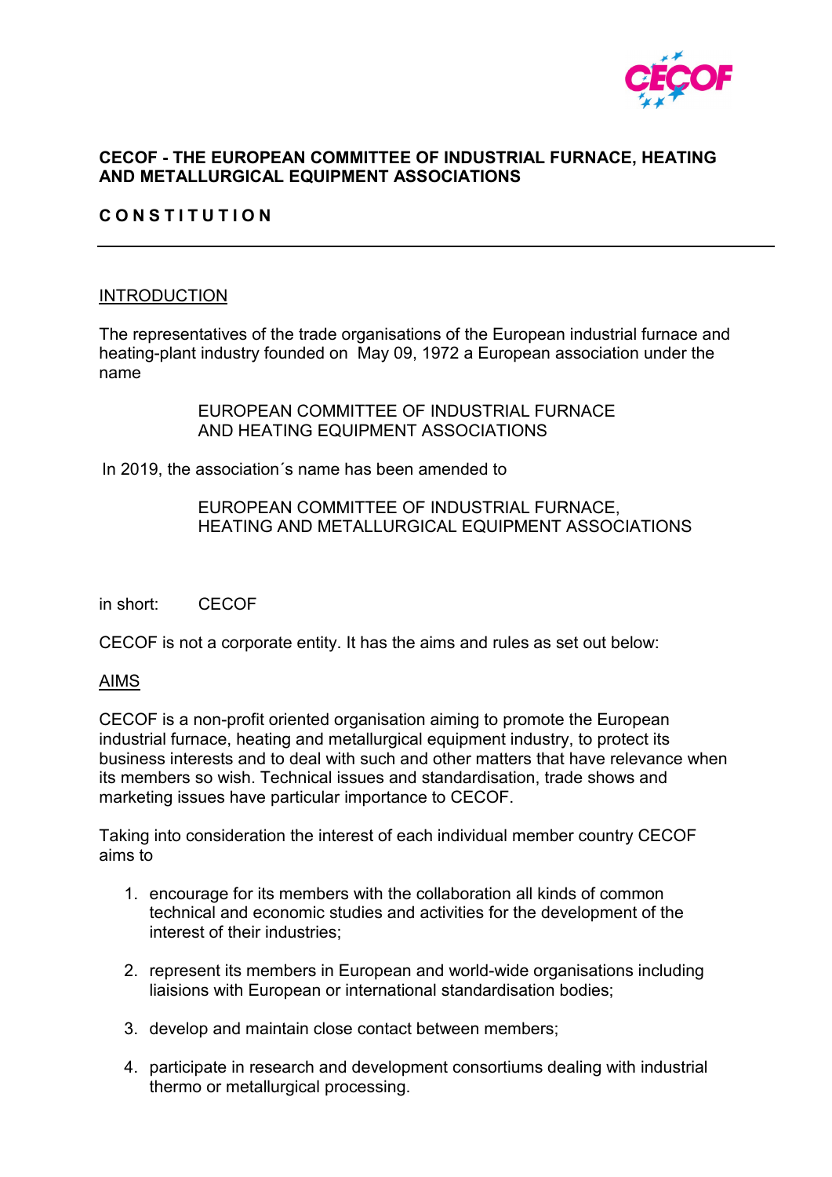CECOF

**CECOF - THE EUROPEAN COMMITTEE OF INDUSTRIAL FURNACE, HEATING AND METALLURGICAL EQUIPMENT ASSOCIATIONS**

# C O N S T I T U T I O N

---

## INTRODUCTION

The representatives of the trade organisations of the European industrial furnace and heating-plant industry founded on May 09, 1972 a European association under the name

EUROPEAN COMMITTEE OF INDUSTRIAL FURNACE AND HEATING EQUIPMENT ASSOCIATIONS

In 2019, the association´s name has been amended to

EUROPEAN COMMITTEE OF INDUSTRIAL FURNACE, HEATING AND METALLURGICAL EQUIPMENT ASSOCIATIONS

in short: CECOF

CECOF is not a corporate entity. It has the aims and rules as set out below:

## AIMS

CECOF is a non-profit oriented organisation aiming to promote the European industrial furnace, heating and metallurgical equipment industry, to protect its business interests and to deal with such and other matters that have relevance when its members so wish. Technical issues and standardisation, trade shows and marketing issues have particular importance to CECOF.

Taking into consideration the interest of each individual member country CECOF aims to

1. encourage for its members with the collaboration all kinds of common technical and economic studies and activities for the development of the interest of their industries;
2. represent its members in European and world-wide organisations including liaisions with European or international standardisation bodies;
3. develop and maintain close contact between members;
4. participate in research and development consortiums dealing with industrial thermo or metallurgical processing.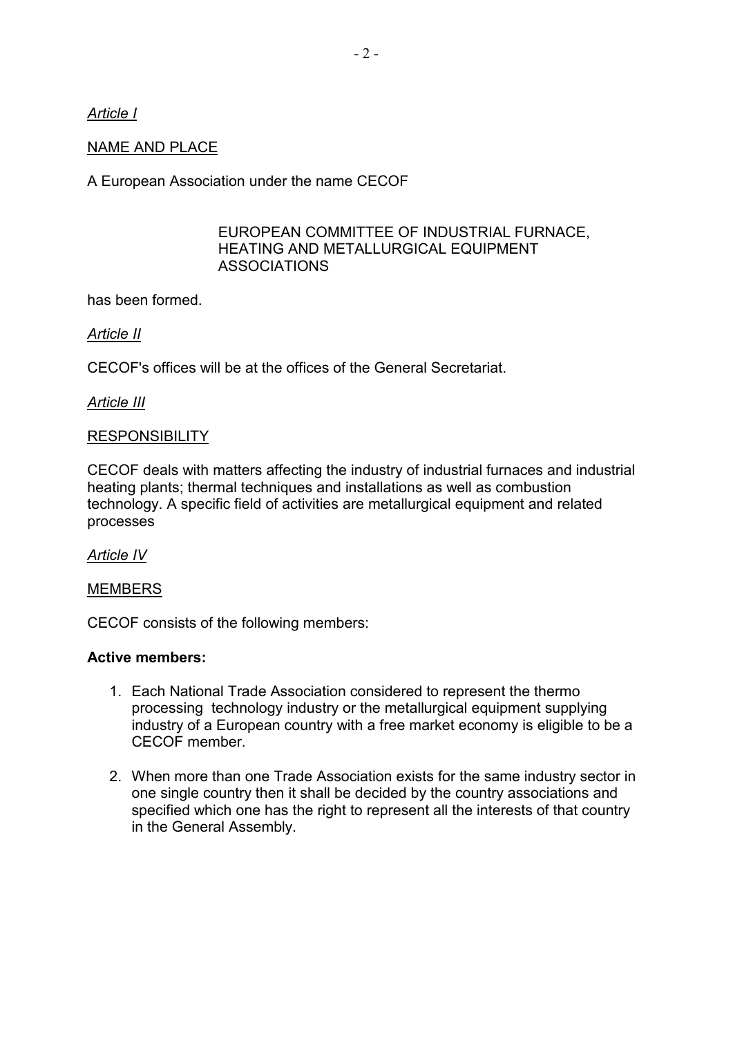*Article I*

NAME AND PLACE

A European Association under the name CECOF

EUROPEAN COMMITTEE OF INDUSTRIAL FURNACE, HEATING AND METALLURGICAL EQUIPMENT ASSOCIATIONS

has been formed.

*Article II*

CECOF's offices will be at the offices of the General Secretariat.

*Article III*

RESPONSIBILITY

CECOF deals with matters affecting the industry of industrial furnaces and industrial heating plants; thermal techniques and installations as well as combustion technology. A specific field of activities are metallurgical equipment and related processes

*Article IV*

MEMBERS

CECOF consists of the following members:

**Active members:**

1. Each National Trade Association considered to represent the thermo processing technology industry or the metallurgical equipment supplying industry of a European country with a free market economy is eligible to be a CECOF member.

2. When more than one Trade Association exists for the same industry sector in one single country then it shall be decided by the country associations and specified which one has the right to represent all the interests of that country in the General Assembly.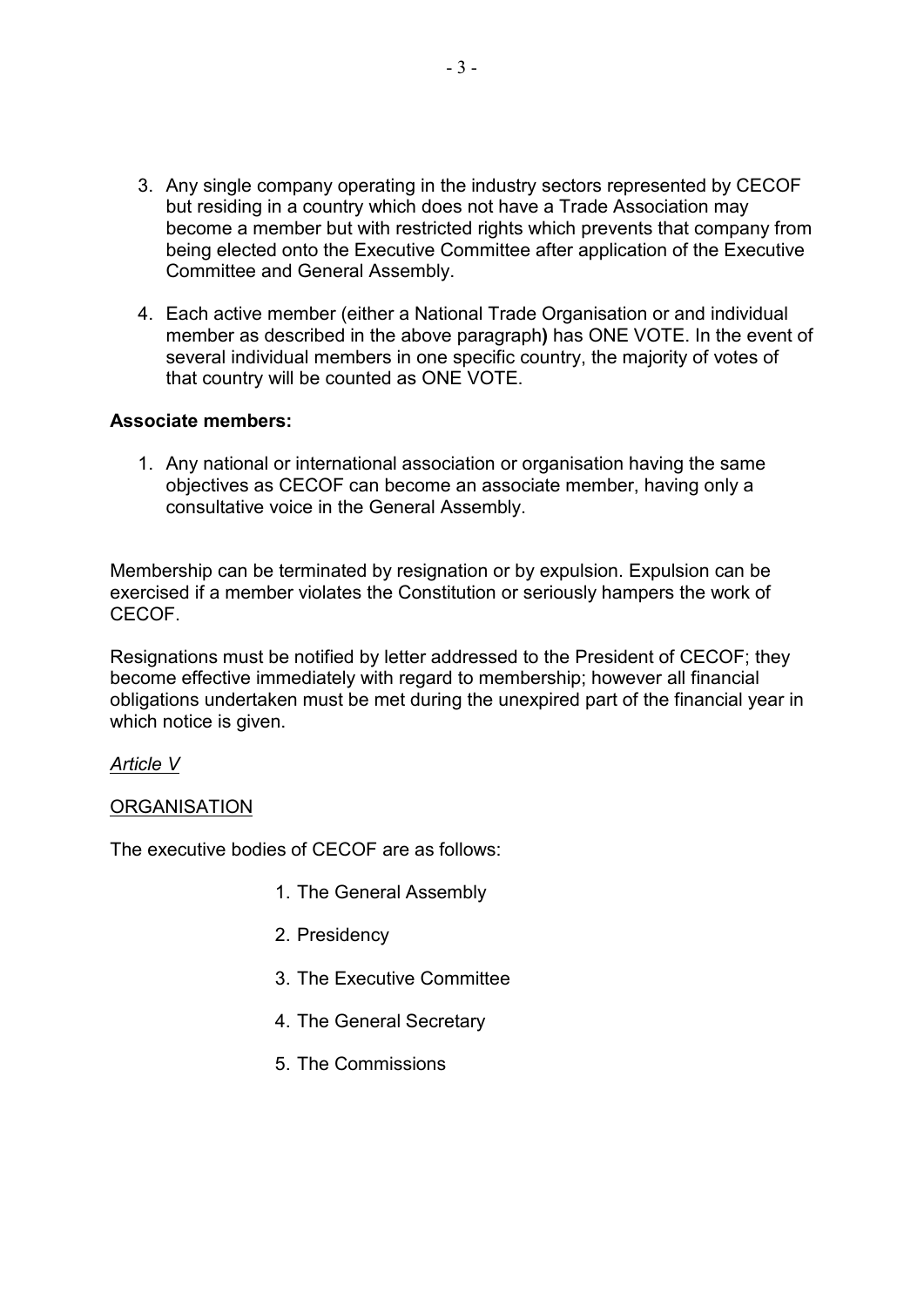3. Any single company operating in the industry sectors represented by CECOF but residing in a country which does not have a Trade Association may become a member but with restricted rights which prevents that company from being elected onto the Executive Committee after application of the Executive Committee and General Assembly.

4. Each active member (either a National Trade Organisation or and individual member as described in the above paragraph**)** has ONE VOTE. In the event of several individual members in one specific country, the majority of votes of that country will be counted as ONE VOTE.

**Associate members:**

1. Any national or international association or organisation having the same objectives as CECOF can become an associate member, having only a consultative voice in the General Assembly.

Membership can be terminated by resignation or by expulsion. Expulsion can be exercised if a member violates the Constitution or seriously hampers the work of CECOF.

Resignations must be notified by letter addressed to the President of CECOF; they become effective immediately with regard to membership; however all financial obligations undertaken must be met during the unexpired part of the financial year in which notice is given.

*Article V*

ORGANISATION

The executive bodies of CECOF are as follows:

1. The General Assembly
2. Presidency
3. The Executive Committee
4. The General Secretary
5. The Commissions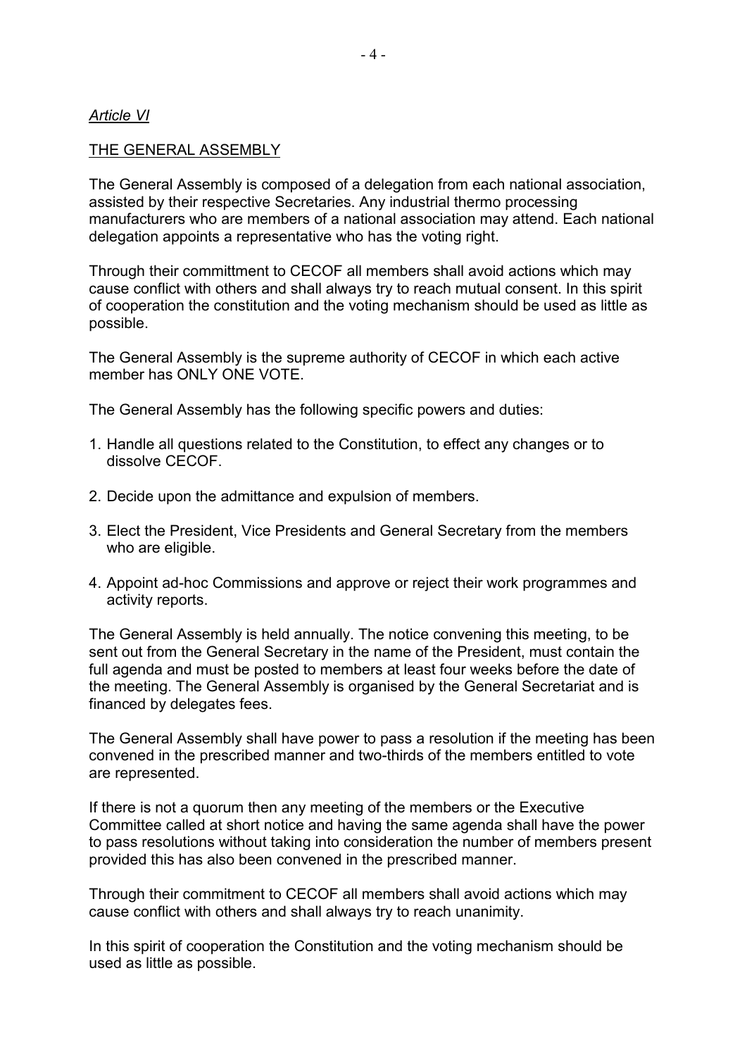*Article VI*

THE GENERAL ASSEMBLY

The General Assembly is composed of a delegation from each national association, assisted by their respective Secretaries. Any industrial thermo processing manufacturers who are members of a national association may attend. Each national delegation appoints a representative who has the voting right.

Through their committment to CECOF all members shall avoid actions which may cause conflict with others and shall always try to reach mutual consent. In this spirit of cooperation the constitution and the voting mechanism should be used as little as possible.

The General Assembly is the supreme authority of CECOF in which each active member has ONLY ONE VOTE.

The General Assembly has the following specific powers and duties:

1. Handle all questions related to the Constitution, to effect any changes or to dissolve CECOF.

2. Decide upon the admittance and expulsion of members.

3. Elect the President, Vice Presidents and General Secretary from the members who are eligible.

4. Appoint ad-hoc Commissions and approve or reject their work programmes and activity reports.

The General Assembly is held annually. The notice convening this meeting, to be sent out from the General Secretary in the name of the President, must contain the full agenda and must be posted to members at least four weeks before the date of the meeting. The General Assembly is organised by the General Secretariat and is financed by delegates fees.

The General Assembly shall have power to pass a resolution if the meeting has been convened in the prescribed manner and two-thirds of the members entitled to vote are represented.

If there is not a quorum then any meeting of the members or the Executive Committee called at short notice and having the same agenda shall have the power to pass resolutions without taking into consideration the number of members present provided this has also been convened in the prescribed manner.

Through their commitment to CECOF all members shall avoid actions which may cause conflict with others and shall always try to reach unanimity.

In this spirit of cooperation the Constitution and the voting mechanism should be used as little as possible.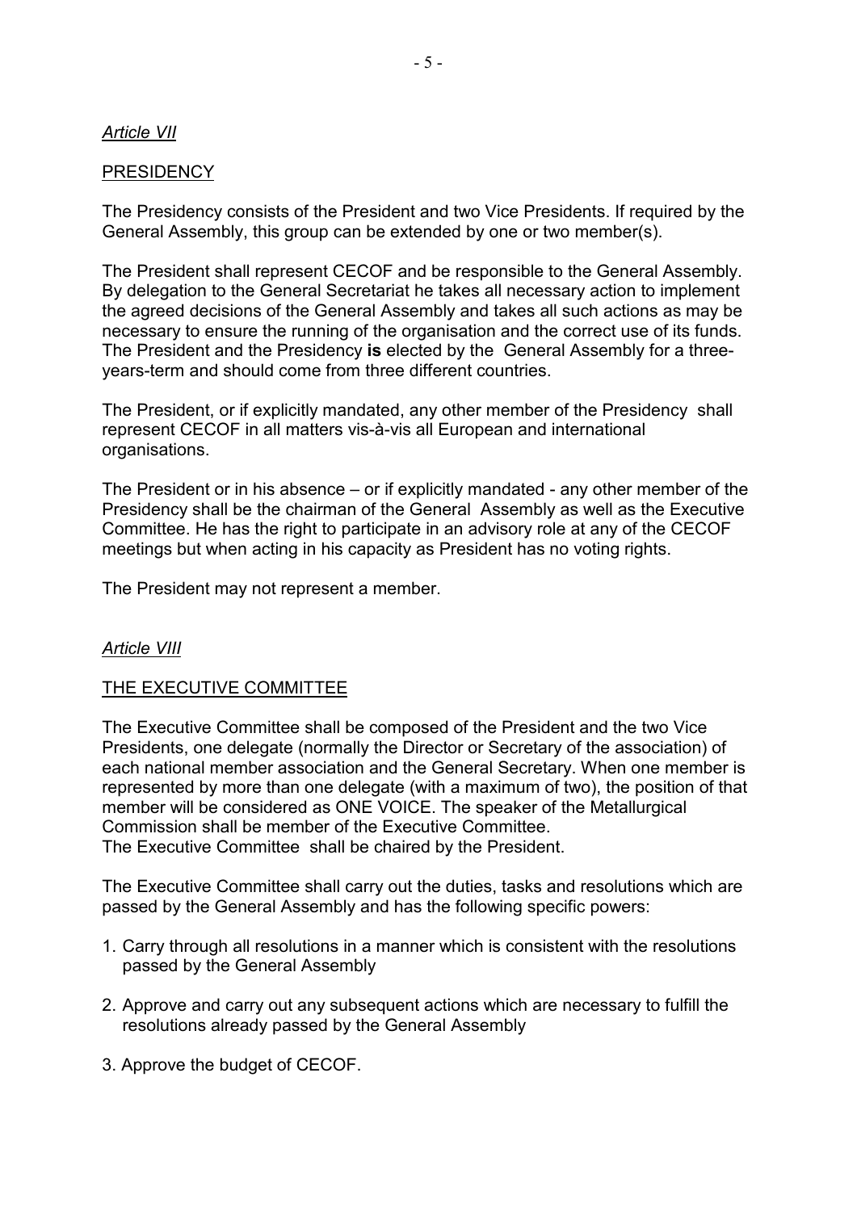*Article VII*

PRESIDENCY

The Presidency consists of the President and two Vice Presidents. If required by the General Assembly, this group can be extended by one or two member(s).

The President shall represent CECOF and be responsible to the General Assembly. By delegation to the General Secretariat he takes all necessary action to implement the agreed decisions of the General Assembly and takes all such actions as may be necessary to ensure the running of the organisation and the correct use of its funds. The President and the Presidency **is** elected by the General Assembly for a three-years-term and should come from three different countries.

The President, or if explicitly mandated, any other member of the Presidency shall represent CECOF in all matters vis-à-vis all European and international organisations.

The President or in his absence – or if explicitly mandated - any other member of the Presidency shall be the chairman of the General Assembly as well as the Executive Committee. He has the right to participate in an advisory role at any of the CECOF meetings but when acting in his capacity as President has no voting rights.

The President may not represent a member.

*Article VIII*

THE EXECUTIVE COMMITTEE

The Executive Committee shall be composed of the President and the two Vice Presidents, one delegate (normally the Director or Secretary of the association) of each national member association and the General Secretary. When one member is represented by more than one delegate (with a maximum of two), the position of that member will be considered as ONE VOICE. The speaker of the Metallurgical Commission shall be member of the Executive Committee.
The Executive Committee shall be chaired by the President.

The Executive Committee shall carry out the duties, tasks and resolutions which are passed by the General Assembly and has the following specific powers:

1. Carry through all resolutions in a manner which is consistent with the resolutions passed by the General Assembly
2. Approve and carry out any subsequent actions which are necessary to fulfill the resolutions already passed by the General Assembly
3. Approve the budget of CECOF.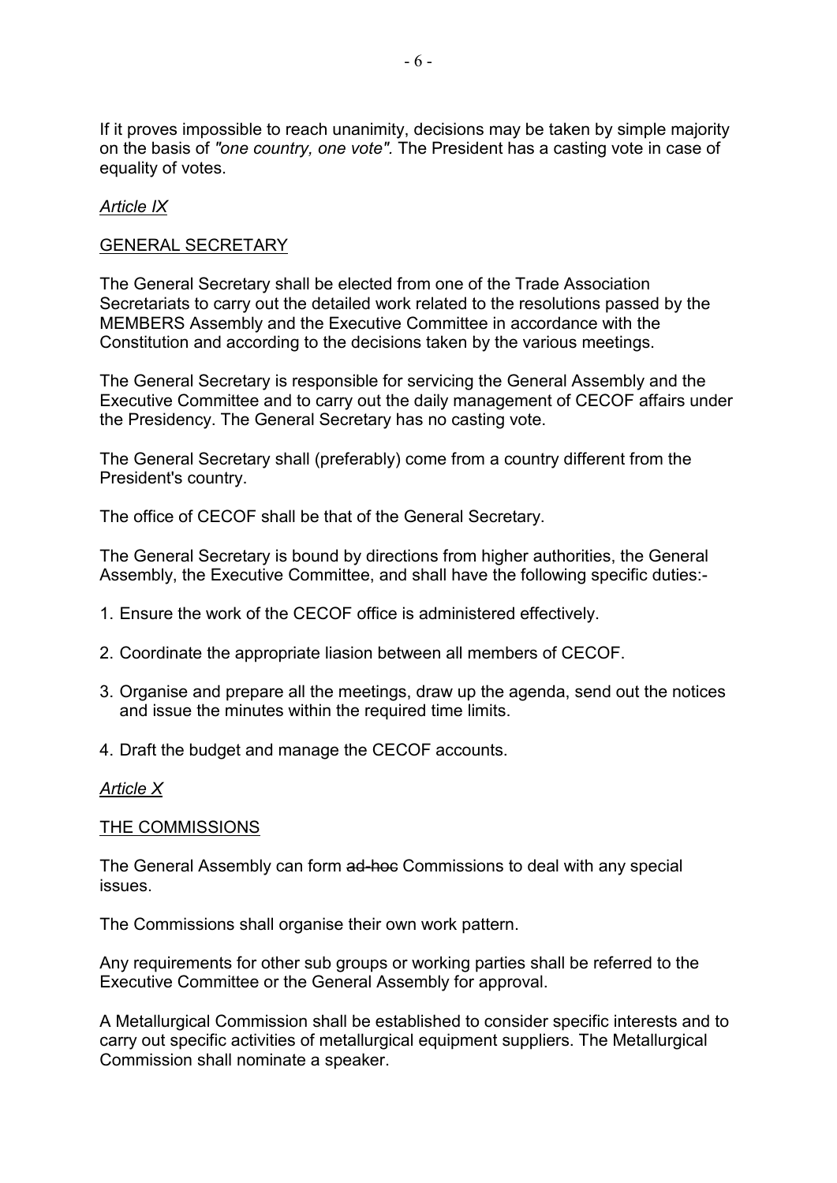If it proves impossible to reach unanimity, decisions may be taken by simple majority on the basis of *"one country, one vote".* The President has a casting vote in case of equality of votes.

*Article IX*

GENERAL SECRETARY

The General Secretary shall be elected from one of the Trade Association Secretariats to carry out the detailed work related to the resolutions passed by the MEMBERS Assembly and the Executive Committee in accordance with the Constitution and according to the decisions taken by the various meetings.

The General Secretary is responsible for servicing the General Assembly and the Executive Committee and to carry out the daily management of CECOF affairs under the Presidency. The General Secretary has no casting vote.

The General Secretary shall (preferably) come from a country different from the President's country.

The office of CECOF shall be that of the General Secretary.

The General Secretary is bound by directions from higher authorities, the General Assembly, the Executive Committee, and shall have the following specific duties:-

1. Ensure the work of the CECOF office is administered effectively.
2. Coordinate the appropriate liasion between all members of CECOF.
3. Organise and prepare all the meetings, draw up the agenda, send out the notices and issue the minutes within the required time limits.
4. Draft the budget and manage the CECOF accounts.

*Article X*

THE COMMISSIONS

The General Assembly can form ~~ad-hoc~~ Commissions to deal with any special issues.

The Commissions shall organise their own work pattern.

Any requirements for other sub groups or working parties shall be referred to the Executive Committee or the General Assembly for approval.

A Metallurgical Commission shall be established to consider specific interests and to carry out specific activities of metallurgical equipment suppliers. The Metallurgical Commission shall nominate a speaker.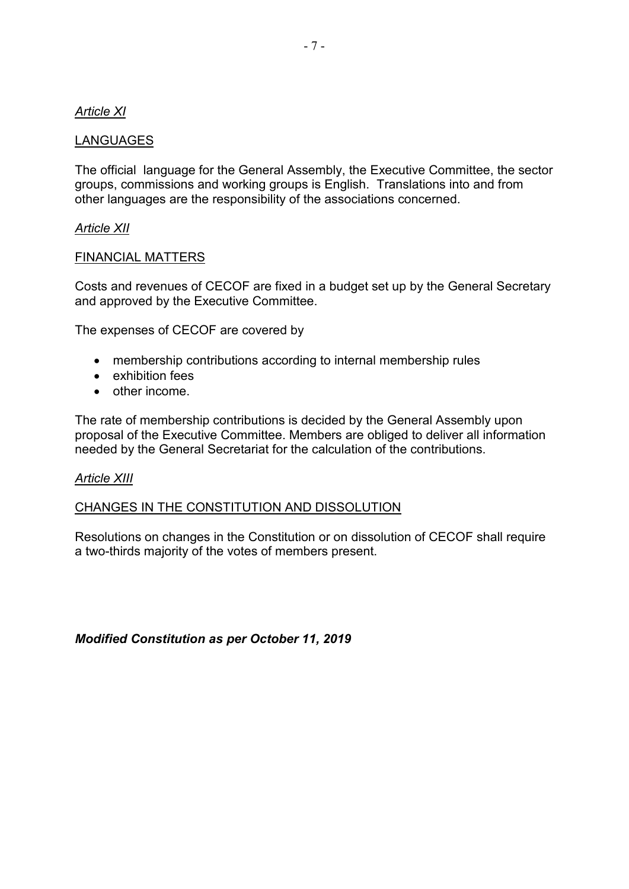*Article XI*

LANGUAGES

The official language for the General Assembly, the Executive Committee, the sector groups, commissions and working groups is English. Translations into and from other languages are the responsibility of the associations concerned.

*Article XII*

FINANCIAL MATTERS

Costs and revenues of CECOF are fixed in a budget set up by the General Secretary and approved by the Executive Committee.

The expenses of CECOF are covered by

- membership contributions according to internal membership rules
- exhibition fees
- other income.

The rate of membership contributions is decided by the General Assembly upon proposal of the Executive Committee. Members are obliged to deliver all information needed by the General Secretariat for the calculation of the contributions.

*Article XIII*

CHANGES IN THE CONSTITUTION AND DISSOLUTION

Resolutions on changes in the Constitution or on dissolution of CECOF shall require a two-thirds majority of the votes of members present.

***Modified Constitution as per October 11, 2019***